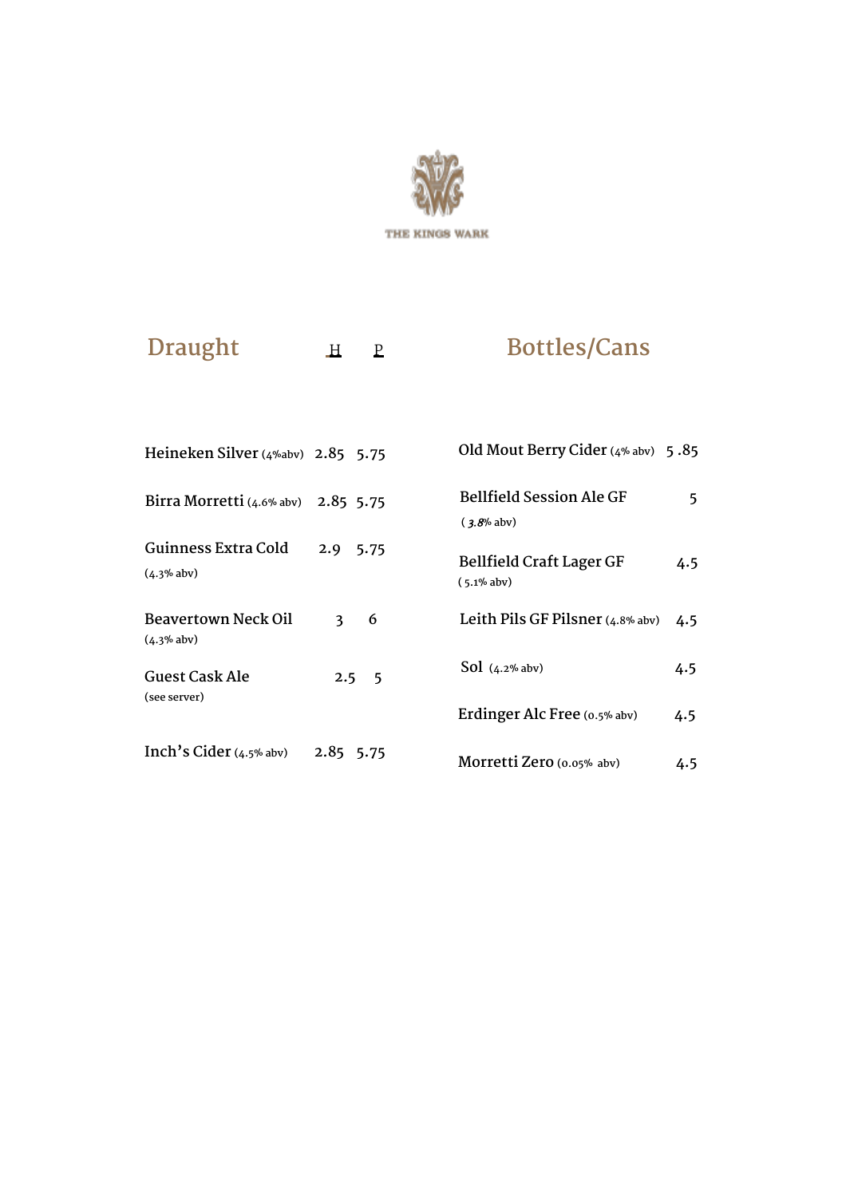THE KINGS WARK

## Draught

| | H | P |
|---|---|---|
| Heineken Silver (4%abv) | 2.85 | 5.75 |
| Birra Morretti (4.6% abv) | 2.85 | 5.75 |
| Guinness Extra Cold (4.3% abv) | 2.9 | 5.75 |
| Beavertown Neck Oil (4.3% abv) | 3 | 6 |
| Guest Cask Ale (see server) | 2.5 | 5 |
| Inch's Cider (4.5% abv) | 2.85 | 5.75 |

## Bottles/Cans

| | |
|---|---|
| Old Mout Berry Cider (4% abv) | 5 .85 |
| Bellfield Session Ale GF ( 3.8% abv) | 5 |
| Bellfield Craft Lager GF ( 5.1% abv) | 4.5 |
| Leith Pils GF Pilsner (4.8% abv) | 4.5 |
| Sol (4.2% abv) | 4.5 |
| Erdinger Alc Free (0.5% abv) | 4.5 |
| Morretti Zero (0.05% abv) | 4.5 |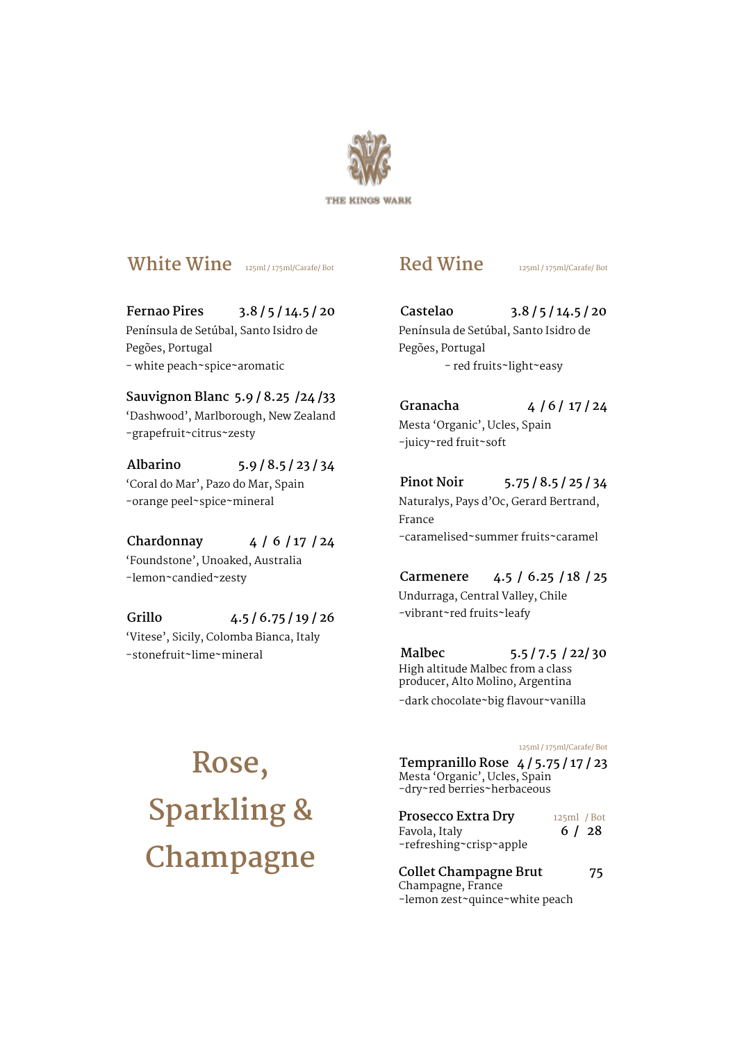THE KINGS WARK

## White Wine

125ml / 175ml/Carafe/ Bot

**Fernao Pires** 3.8 / 5 / 14.5 / 20
Península de Setúbal, Santo Isidro de Pegões, Portugal
- white peach~spice~aromatic

**Sauvignon Blanc** 5.9 / 8.25 /24 /33
'Dashwood', Marlborough, New Zealand
-grapefruit~citrus~zesty

**Albarino** 5.9 / 8.5 / 23 / 34
'Coral do Mar', Pazo do Mar, Spain
-orange peel~spice~mineral

**Chardonnay** 4 / 6 /17 / 24
'Foundstone', Unoaked, Australia
-lemon~candied~zesty

**Grillo** 4.5 / 6.75 / 19 / 26
'Vitese', Sicily, Colomba Bianca, Italy
-stonefruit~lime~mineral

## Red Wine

125ml / 175ml/Carafe/ Bot

**Castelao** 3.8 / 5 / 14.5 / 20
Península de Setúbal, Santo Isidro de Pegões, Portugal
- red fruits~light~easy

**Granacha** 4 / 6 / 17 / 24
Mesta 'Organic', Ucles, Spain
-juicy~red fruit~soft

**Pinot Noir** 5.75 / 8.5 / 25 / 34
Naturalys, Pays d'Oc, Gerard Bertrand, France
-caramelised~summer fruits~caramel

**Carmenere** 4.5 / 6.25 / 18 / 25
Undurraga, Central Valley, Chile
-vibrant~red fruits~leafy

**Malbec** 5.5 / 7.5 / 22/ 30
High altitude Malbec from a class producer, Alto Molino, Argentina
-dark chocolate~big flavour~vanilla

## Rose, Sparkling & Champagne

125ml / 175ml/Carafe/ Bot

**Tempranillo Rose** 4 / 5.75 / 17 / 23
Mesta 'Organic', Ucles, Spain
-dry~red berries~herbaceous

**Prosecco Extra Dry** 125ml / Bot 6 / 28
Favola, Italy
-refreshing~crisp~apple

**Collet Champagne Brut** 75
Champagne, France
-lemon zest~quince~white peach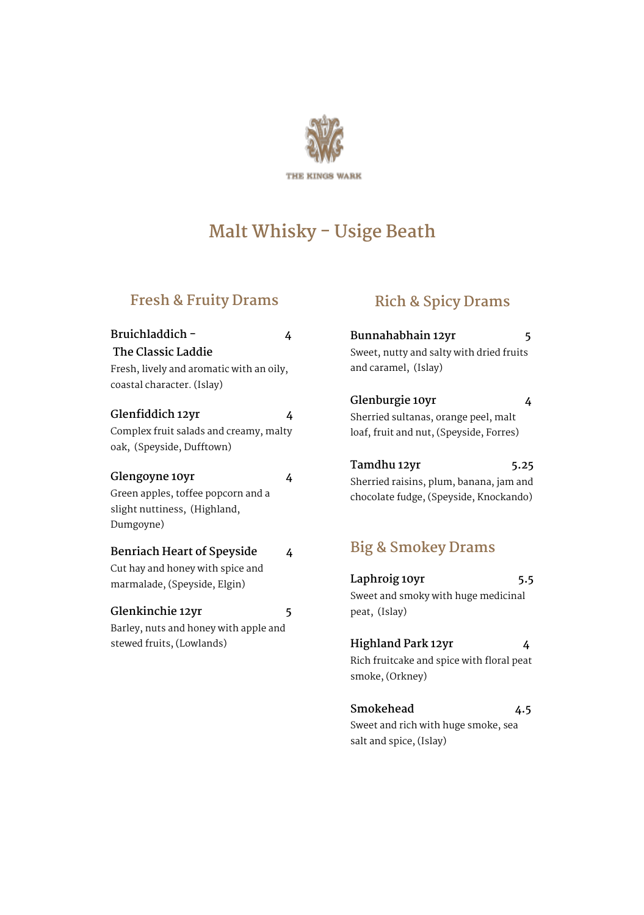THE KINGS WARK

# Malt Whisky - Usige Beath

## Fresh & Fruity Drams

**Bruichladdich - The Classic Laddie** 4
Fresh, lively and aromatic with an oily, coastal character. (Islay)

**Glenfiddich 12yr** 4
Complex fruit salads and creamy, malty oak, (Speyside, Dufftown)

**Glengoyne 10yr** 4
Green apples, toffee popcorn and a slight nuttiness, (Highland, Dumgoyne)

**Benriach Heart of Speyside** 4
Cut hay and honey with spice and marmalade, (Speyside, Elgin)

**Glenkinchie 12yr** 5
Barley, nuts and honey with apple and stewed fruits, (Lowlands)

## Rich & Spicy Drams

**Bunnahabhain 12yr** 5
Sweet, nutty and salty with dried fruits and caramel, (Islay)

**Glenburgie 10yr** 4
Sherried sultanas, orange peel, malt loaf, fruit and nut, (Speyside, Forres)

**Tamdhu 12yr** 5.25
Sherried raisins, plum, banana, jam and chocolate fudge, (Speyside, Knockando)

## Big & Smokey Drams

**Laphroig 10yr** 5.5
Sweet and smoky with huge medicinal peat, (Islay)

**Highland Park 12yr** 4
Rich fruitcake and spice with floral peat smoke, (Orkney)

**Smokehead** 4.5
Sweet and rich with huge smoke, sea salt and spice, (Islay)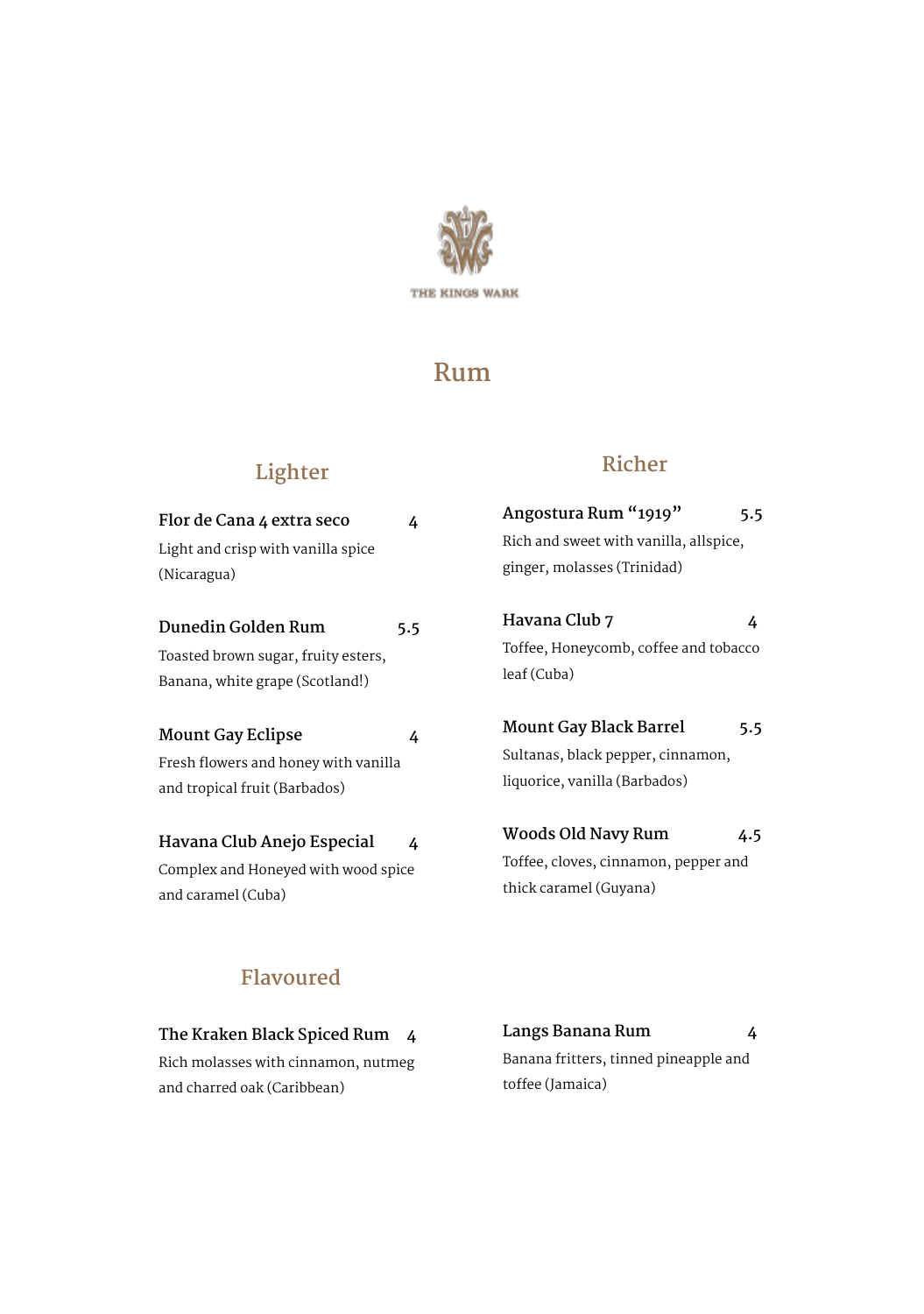THE KINGS WARK

# Rum

## Lighter

**Flor de Cana 4 extra seco** 4
Light and crisp with vanilla spice (Nicaragua)

**Dunedin Golden Rum** 5.5
Toasted brown sugar, fruity esters, Banana, white grape (Scotland!)

**Mount Gay Eclipse** 4
Fresh flowers and honey with vanilla and tropical fruit (Barbados)

**Havana Club Anejo Especial** 4
Complex and Honeyed with wood spice and caramel (Cuba)

## Richer

**Angostura Rum "1919"** 5.5
Rich and sweet with vanilla, allspice, ginger, molasses (Trinidad)

**Havana Club 7** 4
Toffee, Honeycomb, coffee and tobacco leaf (Cuba)

**Mount Gay Black Barrel** 5.5
Sultanas, black pepper, cinnamon, liquorice, vanilla (Barbados)

**Woods Old Navy Rum** 4.5
Toffee, cloves, cinnamon, pepper and thick caramel (Guyana)

## Flavoured

**The Kraken Black Spiced Rum** 4
Rich molasses with cinnamon, nutmeg and charred oak (Caribbean)

**Langs Banana Rum** 4
Banana fritters, tinned pineapple and toffee (Jamaica)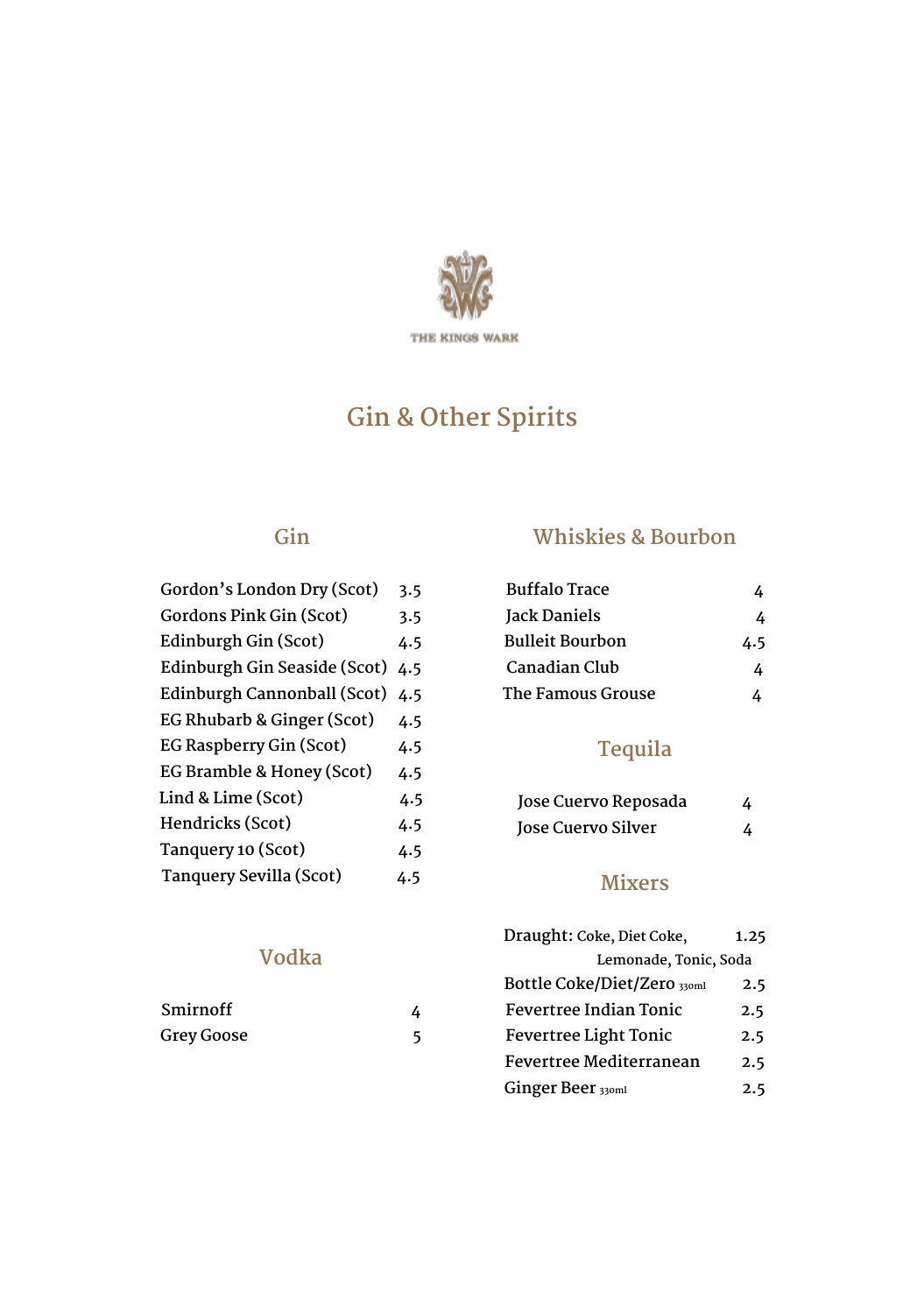THE KINGS WARK

# Gin & Other Spirits

## Gin

| Item | Price |
|---|---|
| Gordon's London Dry (Scot) | 3.5 |
| Gordons Pink Gin (Scot) | 3.5 |
| Edinburgh Gin (Scot) | 4.5 |
| Edinburgh Gin Seaside (Scot) | 4.5 |
| Edinburgh Cannonball (Scot) | 4.5 |
| EG Rhubarb & Ginger (Scot) | 4.5 |
| EG Raspberry Gin (Scot) | 4.5 |
| EG Bramble & Honey (Scot) | 4.5 |
| Lind & Lime (Scot) | 4.5 |
| Hendricks (Scot) | 4.5 |
| Tanquery 10 (Scot) | 4.5 |
| Tanquery Sevilla (Scot) | 4.5 |

## Vodka

| Item | Price |
|---|---|
| Smirnoff | 4 |
| Grey Goose | 5 |

## Whiskies & Bourbon

| Item | Price |
|---|---|
| Buffalo Trace | 4 |
| Jack Daniels | 4 |
| Bulleit Bourbon | 4.5 |
| Canadian Club | 4 |
| The Famous Grouse | 4 |

## Tequila

| Item | Price |
|---|---|
| Jose Cuervo Reposada | 4 |
| Jose Cuervo Silver | 4 |

## Mixers

| Item | Price |
|---|---|
| Draught: Coke, Diet Coke, Lemonade, Tonic, Soda | 1.25 |
| Bottle Coke/Diet/Zero 330ml | 2.5 |
| Fevertree Indian Tonic | 2.5 |
| Fevertree Light Tonic | 2.5 |
| Fevertree Mediterranean | 2.5 |
| Ginger Beer 330ml | 2.5 |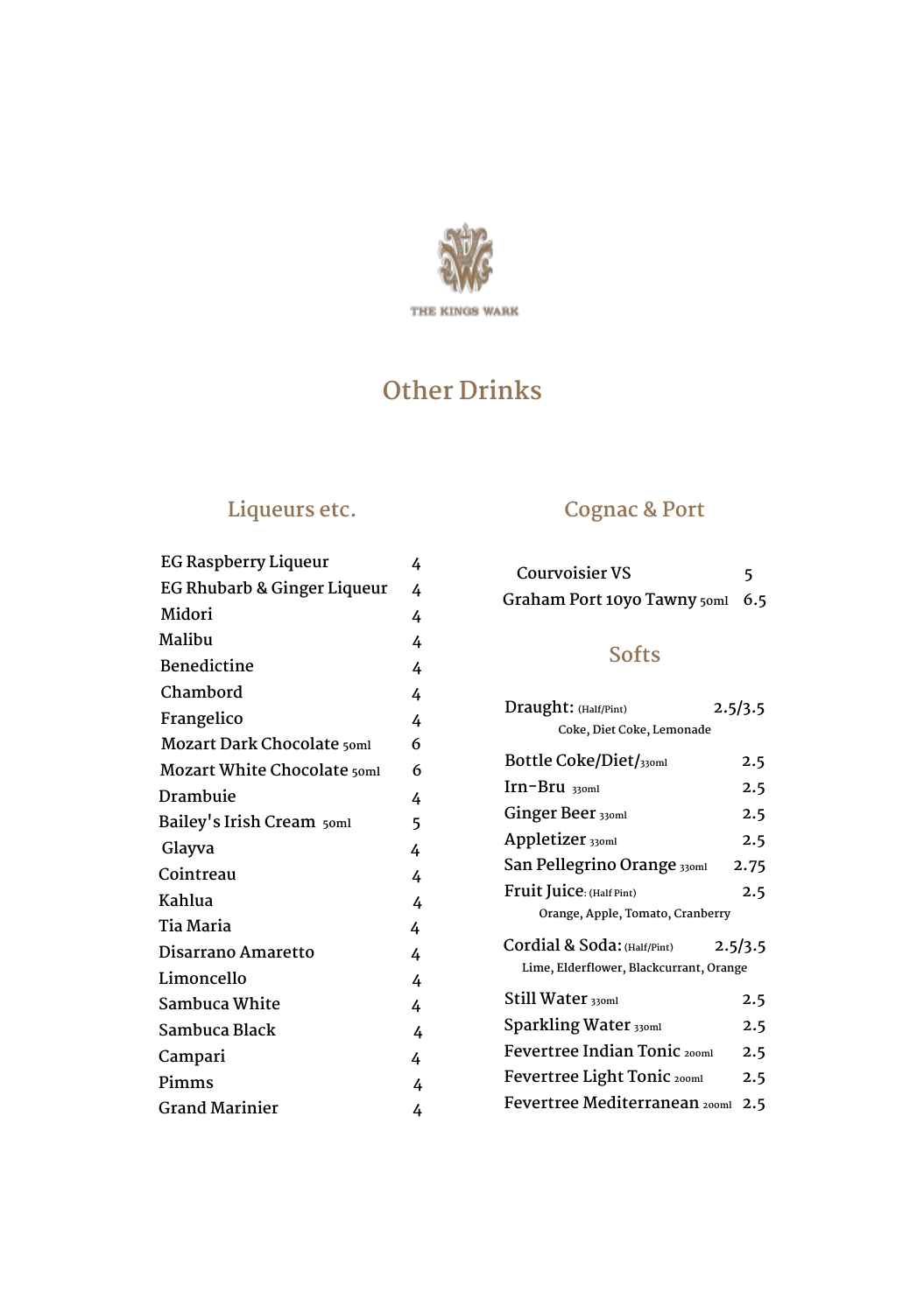THE KINGS WARK

# Other Drinks

## Liqueurs etc.

| | |
|---|---|
| EG Raspberry Liqueur | 4 |
| EG Rhubarb & Ginger Liqueur | 4 |
| Midori | 4 |
| Malibu | 4 |
| Benedictine | 4 |
| Chambord | 4 |
| Frangelico | 4 |
| Mozart Dark Chocolate 50ml | 6 |
| Mozart White Chocolate 50ml | 6 |
| Drambuie | 4 |
| Bailey's Irish Cream 50ml | 5 |
| Glayva | 4 |
| Cointreau | 4 |
| Kahlua | 4 |
| Tia Maria | 4 |
| Disarrano Amaretto | 4 |
| Limoncello | 4 |
| Sambuca White | 4 |
| Sambuca Black | 4 |
| Campari | 4 |
| Pimms | 4 |
| Grand Marinier | 4 |

## Cognac & Port

| | |
|---|---|
| Courvoisier VS | 5 |
| Graham Port 10yo Tawny 50ml | 6.5 |

## Softs

| | |
|---|---|
| Draught: (Half/Pint) Coke, Diet Coke, Lemonade | 2.5/3.5 |
| Bottle Coke/Diet/330ml | 2.5 |
| Irn-Bru 330ml | 2.5 |
| Ginger Beer 330ml | 2.5 |
| Appletizer 330ml | 2.5 |
| San Pellegrino Orange 330ml | 2.75 |
| Fruit Juice: (Half Pint) Orange, Apple, Tomato, Cranberry | 2.5 |
| Cordial & Soda: (Half/Pint) Lime, Elderflower, Blackcurrant, Orange | 2.5/3.5 |
| Still Water 330ml | 2.5 |
| Sparkling Water 330ml | 2.5 |
| Fevertree Indian Tonic 200ml | 2.5 |
| Fevertree Light Tonic 200ml | 2.5 |
| Fevertree Mediterranean 200ml | 2.5 |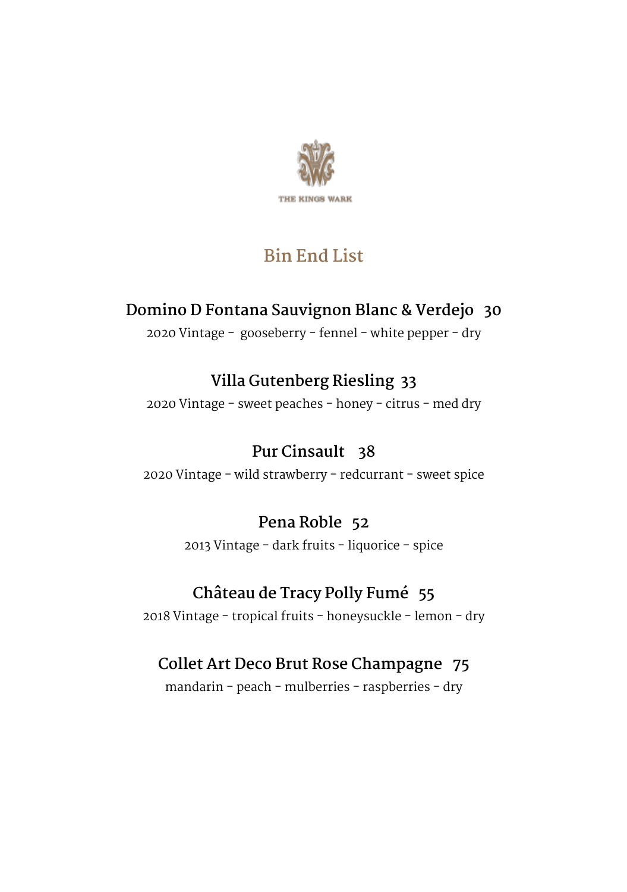THE KINGS WARK

# Bin End List

### Domino D Fontana Sauvignon Blanc & Verdejo   30

2020 Vintage -  gooseberry - fennel - white pepper - dry

### Villa Gutenberg Riesling  33

2020 Vintage - sweet peaches - honey - citrus - med dry

### Pur Cinsault    38

2020 Vintage - wild strawberry - redcurrant - sweet spice

### Pena Roble   52

2013 Vintage - dark fruits - liquorice - spice

### Château de Tracy Polly Fumé   55

2018 Vintage - tropical fruits - honeysuckle - lemon - dry

### Collet Art Deco Brut Rose Champagne   75

mandarin - peach - mulberries - raspberries - dry